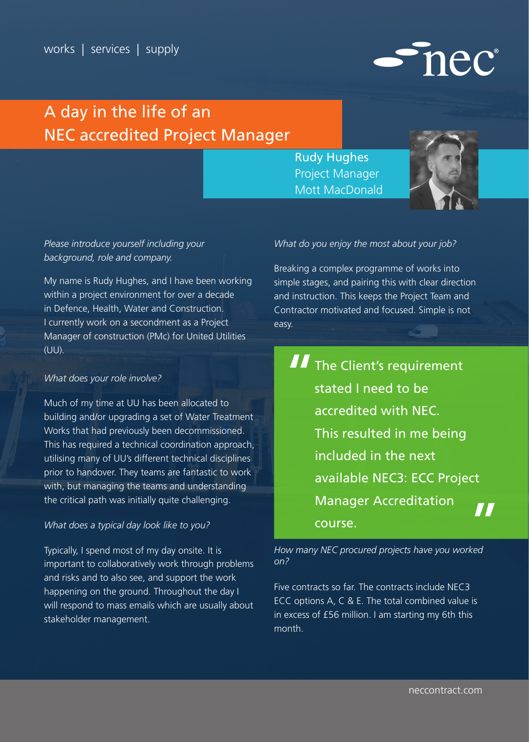works | services | supply

# A day in the life of an NEC accredited Project Manager

**Rudy Hughes**
Project Manager
Mott MacDonald

*Please introduce yourself including your background, role and company.*

My name is Rudy Hughes, and I have been working within a project environment for over a decade in Defence, Health, Water and Construction. I currently work on a secondment as a Project Manager of construction (PMc) for United Utilities (UU).

*What does your role involve?*

Much of my time at UU has been allocated to building and/or upgrading a set of Water Treatment Works that had previously been decommissioned. This has required a technical coordination approach, utilising many of UU's different technical disciplines prior to handover. They teams are fantastic to work with, but managing the teams and understanding the critical path was initially quite challenging.

*What does a typical day look like to you?*

Typically, I spend most of my day onsite. It is important to collaboratively work through problems and risks and to also see, and support the work happening on the ground. Throughout the day I will respond to mass emails which are usually about stakeholder management.

*What do you enjoy the most about your job?*

Breaking a complex programme of works into simple stages, and pairing this with clear direction and instruction. This keeps the Project Team and Contractor motivated and focused. Simple is not easy.

> "The Client's requirement stated I need to be accredited with NEC. This resulted in me being included in the next available NEC3: ECC Project Manager Accreditation course."

*How many NEC procured projects have you worked on?*

Five contracts so far. The contracts include NEC3 ECC options A, C & E. The total combined value is in excess of £56 million. I am starting my 6th this month.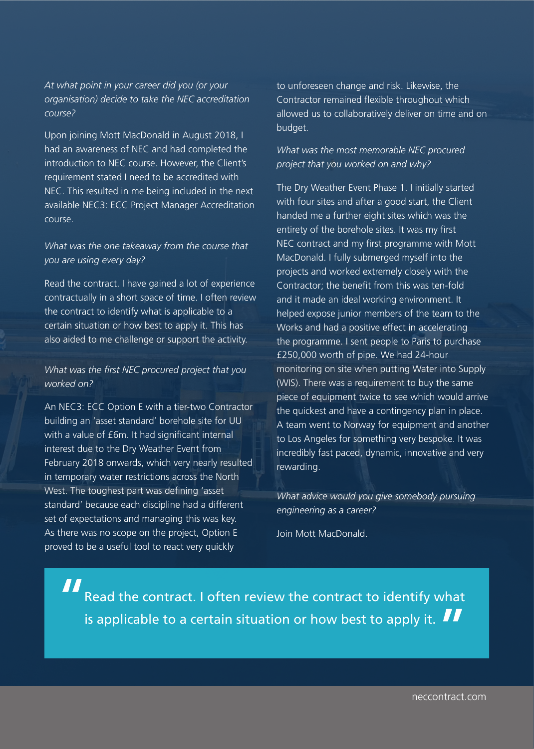*At what point in your career did you (or your organisation) decide to take the NEC accreditation course?*

Upon joining Mott MacDonald in August 2018, I had an awareness of NEC and had completed the introduction to NEC course. However, the Client's requirement stated I need to be accredited with NEC. This resulted in me being included in the next available NEC3: ECC Project Manager Accreditation course.

*What was the one takeaway from the course that you are using every day?*

Read the contract. I have gained a lot of experience contractually in a short space of time. I often review the contract to identify what is applicable to a certain situation or how best to apply it. This has also aided to me challenge or support the activity.

*What was the first NEC procured project that you worked on?*

An NEC3: ECC Option E with a tier-two Contractor building an 'asset standard' borehole site for UU with a value of £6m. It had significant internal interest due to the Dry Weather Event from February 2018 onwards, which very nearly resulted in temporary water restrictions across the North West. The toughest part was defining 'asset standard' because each discipline had a different set of expectations and managing this was key. As there was no scope on the project, Option E proved to be a useful tool to react very quickly to unforeseen change and risk. Likewise, the Contractor remained flexible throughout which allowed us to collaboratively deliver on time and on budget.

*What was the most memorable NEC procured project that you worked on and why?*

The Dry Weather Event Phase 1. I initially started with four sites and after a good start, the Client handed me a further eight sites which was the entirety of the borehole sites. It was my first NEC contract and my first programme with Mott MacDonald. I fully submerged myself into the projects and worked extremely closely with the Contractor; the benefit from this was ten-fold and it made an ideal working environment. It helped expose junior members of the team to the Works and had a positive effect in accelerating the programme. I sent people to Paris to purchase £250,000 worth of pipe. We had 24-hour monitoring on site when putting Water into Supply (WIS). There was a requirement to buy the same piece of equipment twice to see which would arrive the quickest and have a contingency plan in place. A team went to Norway for equipment and another to Los Angeles for something very bespoke. It was incredibly fast paced, dynamic, innovative and very rewarding.

*What advice would you give somebody pursuing engineering as a career?*

Join Mott MacDonald.

> "Read the contract. I often review the contract to identify what is applicable to a certain situation or how best to apply it."